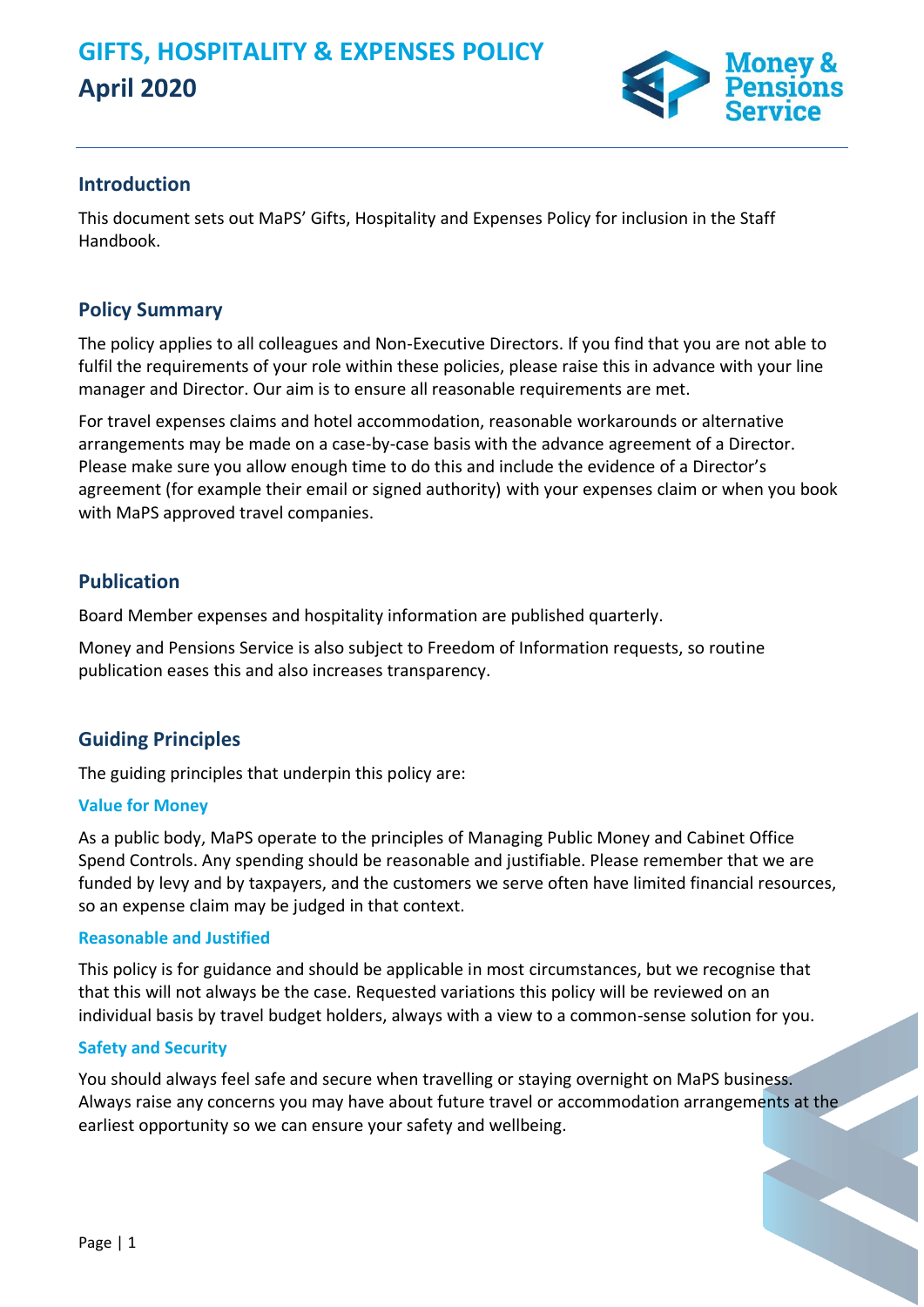# GIFTS, HOSPITALITY & EXPENSES POLICY
# April 2020

## Introduction

This document sets out MaPS' Gifts, Hospitality and Expenses Policy for inclusion in the Staff Handbook.

## Policy Summary

The policy applies to all colleagues and Non-Executive Directors. If you find that you are not able to fulfil the requirements of your role within these policies, please raise this in advance with your line manager and Director. Our aim is to ensure all reasonable requirements are met.

For travel expenses claims and hotel accommodation, reasonable workarounds or alternative arrangements may be made on a case-by-case basis with the advance agreement of a Director. Please make sure you allow enough time to do this and include the evidence of a Director's agreement (for example their email or signed authority) with your expenses claim or when you book with MaPS approved travel companies.

## Publication

Board Member expenses and hospitality information are published quarterly.

Money and Pensions Service is also subject to Freedom of Information requests, so routine publication eases this and also increases transparency.

## Guiding Principles

The guiding principles that underpin this policy are:

### Value for Money

As a public body, MaPS operate to the principles of Managing Public Money and Cabinet Office Spend Controls. Any spending should be reasonable and justifiable. Please remember that we are funded by levy and by taxpayers, and the customers we serve often have limited financial resources, so an expense claim may be judged in that context.

### Reasonable and Justified

This policy is for guidance and should be applicable in most circumstances, but we recognise that that this will not always be the case. Requested variations this policy will be reviewed on an individual basis by travel budget holders, always with a view to a common-sense solution for you.

### Safety and Security

You should always feel safe and secure when travelling or staying overnight on MaPS business. Always raise any concerns you may have about future travel or accommodation arrangements at the earliest opportunity so we can ensure your safety and wellbeing.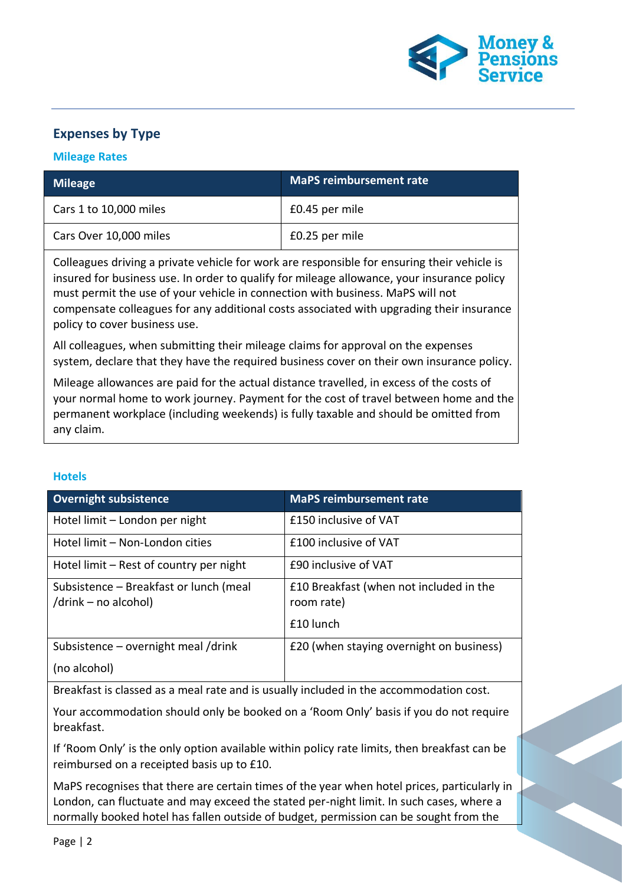## Expenses by Type

### Mileage Rates

| Mileage | MaPS reimbursement rate |
| --- | --- |
| Cars 1 to 10,000 miles | £0.45 per mile |
| Cars Over 10,000 miles | £0.25 per mile |

Colleagues driving a private vehicle for work are responsible for ensuring their vehicle is insured for business use. In order to qualify for mileage allowance, your insurance policy must permit the use of your vehicle in connection with business. MaPS will not compensate colleagues for any additional costs associated with upgrading their insurance policy to cover business use.

All colleagues, when submitting their mileage claims for approval on the expenses system, declare that they have the required business cover on their own insurance policy.

Mileage allowances are paid for the actual distance travelled, in excess of the costs of your normal home to work journey. Payment for the cost of travel between home and the permanent workplace (including weekends) is fully taxable and should be omitted from any claim.

### Hotels

| Overnight subsistence | MaPS reimbursement rate |
| --- | --- |
| Hotel limit – London per night | £150 inclusive of VAT |
| Hotel limit – Non-London cities | £100 inclusive of VAT |
| Hotel limit – Rest of country per night | £90 inclusive of VAT |
| Subsistence – Breakfast or lunch (meal /drink – no alcohol) | £10 Breakfast (when not included in the room rate)<br>£10 lunch |
| Subsistence – overnight meal /drink (no alcohol) | £20 (when staying overnight on business) |

Breakfast is classed as a meal rate and is usually included in the accommodation cost.

Your accommodation should only be booked on a 'Room Only' basis if you do not require breakfast.

If 'Room Only' is the only option available within policy rate limits, then breakfast can be reimbursed on a receipted basis up to £10.

MaPS recognises that there are certain times of the year when hotel prices, particularly in London, can fluctuate and may exceed the stated per-night limit. In such cases, where a normally booked hotel has fallen outside of budget, permission can be sought from the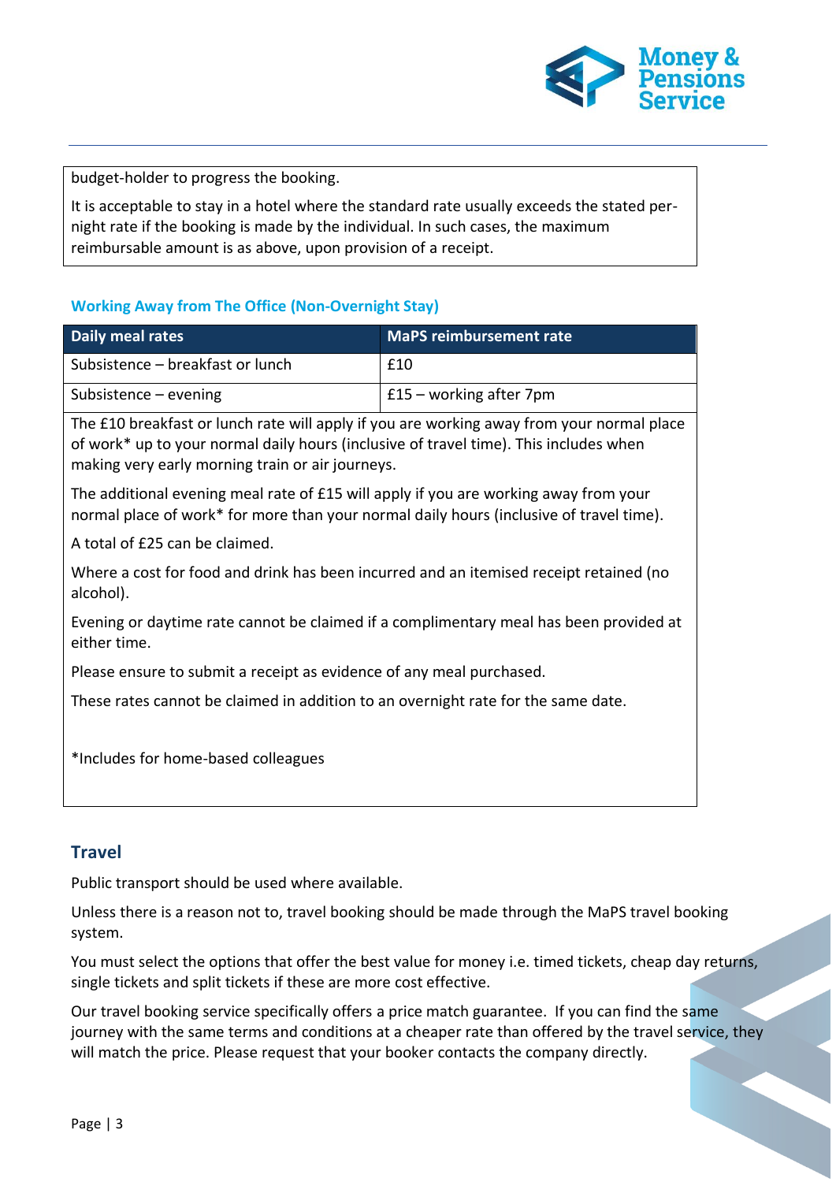budget-holder to progress the booking.

It is acceptable to stay in a hotel where the standard rate usually exceeds the stated per-night rate if the booking is made by the individual. In such cases, the maximum reimbursable amount is as above, upon provision of a receipt.

### Working Away from The Office (Non-Overnight Stay)

| Daily meal rates | MaPS reimbursement rate |
|---|---|
| Subsistence – breakfast or lunch | £10 |
| Subsistence – evening | £15 – working after 7pm |

The £10 breakfast or lunch rate will apply if you are working away from your normal place of work* up to your normal daily hours (inclusive of travel time). This includes when making very early morning train or air journeys.

The additional evening meal rate of £15 will apply if you are working away from your normal place of work* for more than your normal daily hours (inclusive of travel time).

A total of £25 can be claimed.

Where a cost for food and drink has been incurred and an itemised receipt retained (no alcohol).

Evening or daytime rate cannot be claimed if a complimentary meal has been provided at either time.

Please ensure to submit a receipt as evidence of any meal purchased.

These rates cannot be claimed in addition to an overnight rate for the same date.

*Includes for home-based colleagues

## Travel

Public transport should be used where available.

Unless there is a reason not to, travel booking should be made through the MaPS travel booking system.

You must select the options that offer the best value for money i.e. timed tickets, cheap day returns, single tickets and split tickets if these are more cost effective.

Our travel booking service specifically offers a price match guarantee. If you can find the same journey with the same terms and conditions at a cheaper rate than offered by the travel service, they will match the price. Please request that your booker contacts the company directly.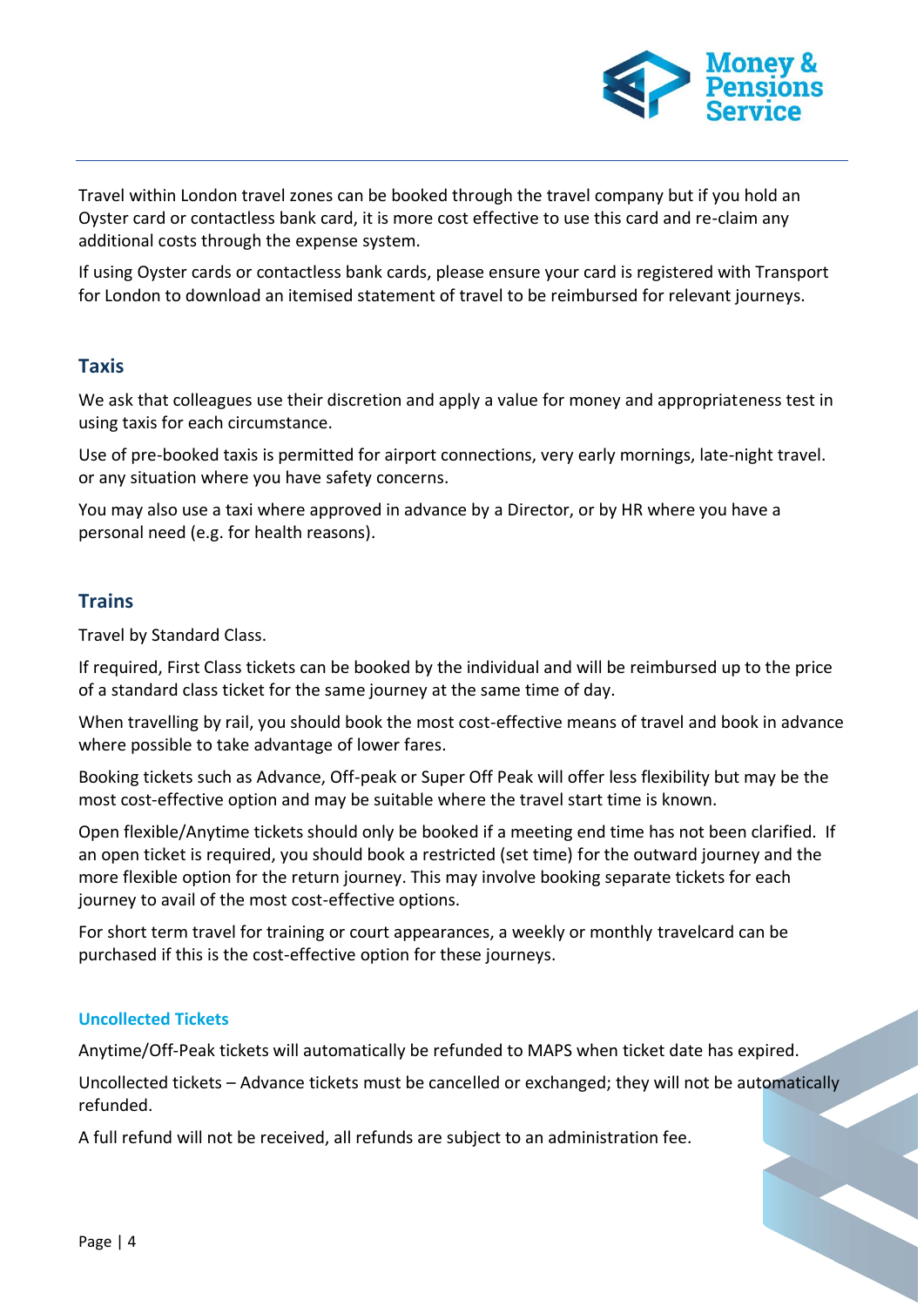Travel within London travel zones can be booked through the travel company but if you hold an Oyster card or contactless bank card, it is more cost effective to use this card and re-claim any additional costs through the expense system.

If using Oyster cards or contactless bank cards, please ensure your card is registered with Transport for London to download an itemised statement of travel to be reimbursed for relevant journeys.

## Taxis

We ask that colleagues use their discretion and apply a value for money and appropriateness test in using taxis for each circumstance.

Use of pre-booked taxis is permitted for airport connections, very early mornings, late-night travel. or any situation where you have safety concerns.

You may also use a taxi where approved in advance by a Director, or by HR where you have a personal need (e.g. for health reasons).

## Trains

Travel by Standard Class.

If required, First Class tickets can be booked by the individual and will be reimbursed up to the price of a standard class ticket for the same journey at the same time of day.

When travelling by rail, you should book the most cost-effective means of travel and book in advance where possible to take advantage of lower fares.

Booking tickets such as Advance, Off-peak or Super Off Peak will offer less flexibility but may be the most cost-effective option and may be suitable where the travel start time is known.

Open flexible/Anytime tickets should only be booked if a meeting end time has not been clarified. If an open ticket is required, you should book a restricted (set time) for the outward journey and the more flexible option for the return journey. This may involve booking separate tickets for each journey to avail of the most cost-effective options.

For short term travel for training or court appearances, a weekly or monthly travelcard can be purchased if this is the cost-effective option for these journeys.

### Uncollected Tickets

Anytime/Off-Peak tickets will automatically be refunded to MAPS when ticket date has expired.

Uncollected tickets – Advance tickets must be cancelled or exchanged; they will not be automatically refunded.

A full refund will not be received, all refunds are subject to an administration fee.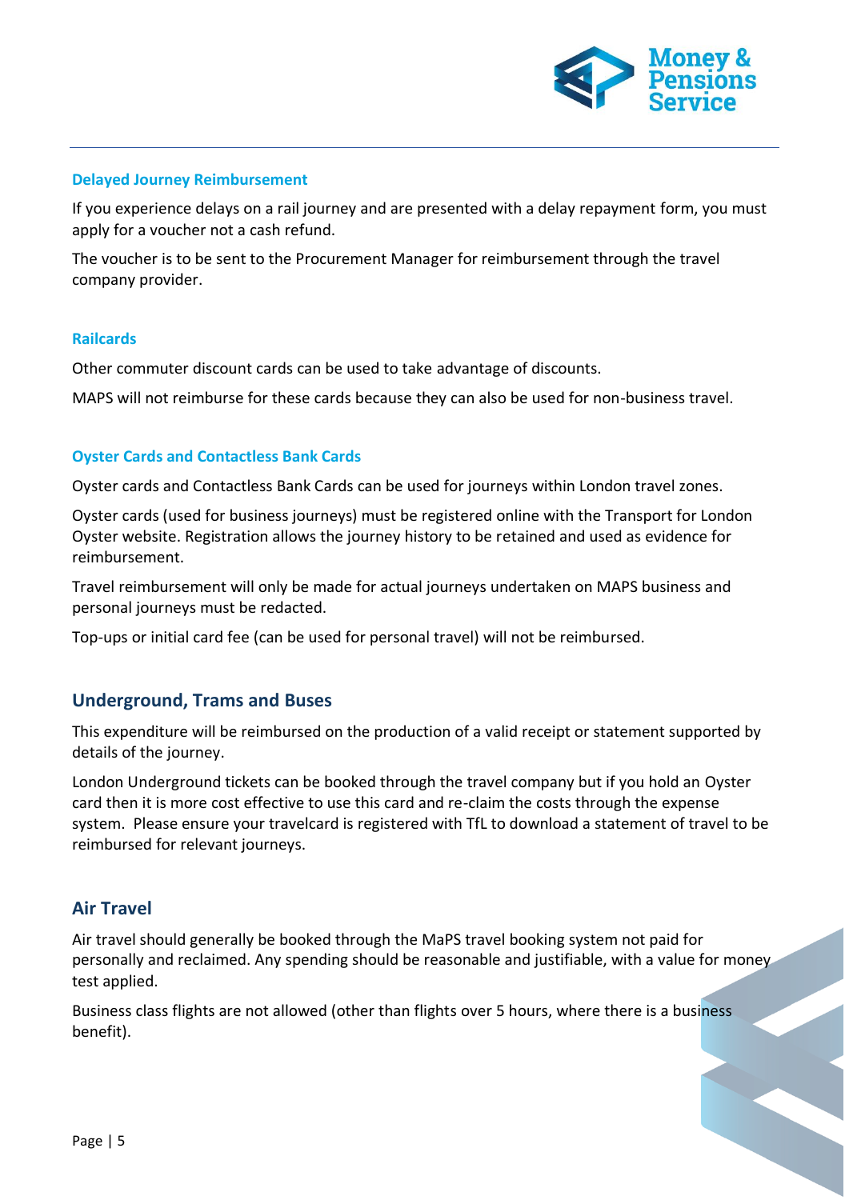### Delayed Journey Reimbursement

If you experience delays on a rail journey and are presented with a delay repayment form, you must apply for a voucher not a cash refund.

The voucher is to be sent to the Procurement Manager for reimbursement through the travel company provider.

### Railcards

Other commuter discount cards can be used to take advantage of discounts.

MAPS will not reimburse for these cards because they can also be used for non-business travel.

### Oyster Cards and Contactless Bank Cards

Oyster cards and Contactless Bank Cards can be used for journeys within London travel zones.

Oyster cards (used for business journeys) must be registered online with the Transport for London Oyster website. Registration allows the journey history to be retained and used as evidence for reimbursement.

Travel reimbursement will only be made for actual journeys undertaken on MAPS business and personal journeys must be redacted.

Top-ups or initial card fee (can be used for personal travel) will not be reimbursed.

## Underground, Trams and Buses

This expenditure will be reimbursed on the production of a valid receipt or statement supported by details of the journey.

London Underground tickets can be booked through the travel company but if you hold an Oyster card then it is more cost effective to use this card and re-claim the costs through the expense system. Please ensure your travelcard is registered with TfL to download a statement of travel to be reimbursed for relevant journeys.

## Air Travel

Air travel should generally be booked through the MaPS travel booking system not paid for personally and reclaimed. Any spending should be reasonable and justifiable, with a value for money test applied.

Business class flights are not allowed (other than flights over 5 hours, where there is a business benefit).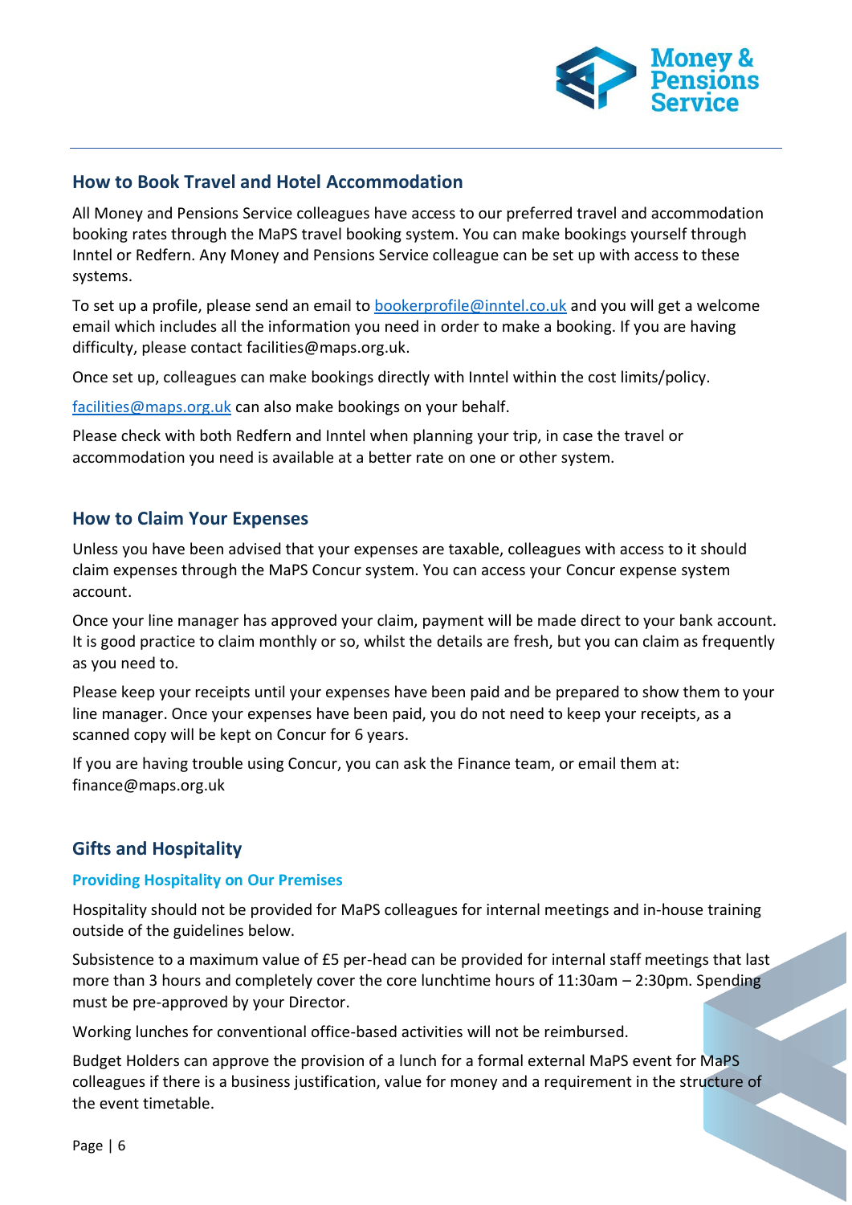## How to Book Travel and Hotel Accommodation

All Money and Pensions Service colleagues have access to our preferred travel and accommodation booking rates through the MaPS travel booking system. You can make bookings yourself through Inntel or Redfern. Any Money and Pensions Service colleague can be set up with access to these systems.

To set up a profile, please send an email to bookerprofile@inntel.co.uk and you will get a welcome email which includes all the information you need in order to make a booking. If you are having difficulty, please contact facilities@maps.org.uk.

Once set up, colleagues can make bookings directly with Inntel within the cost limits/policy.

facilities@maps.org.uk can also make bookings on your behalf.

Please check with both Redfern and Inntel when planning your trip, in case the travel or accommodation you need is available at a better rate on one or other system.

## How to Claim Your Expenses

Unless you have been advised that your expenses are taxable, colleagues with access to it should claim expenses through the MaPS Concur system. You can access your Concur expense system account.

Once your line manager has approved your claim, payment will be made direct to your bank account. It is good practice to claim monthly or so, whilst the details are fresh, but you can claim as frequently as you need to.

Please keep your receipts until your expenses have been paid and be prepared to show them to your line manager. Once your expenses have been paid, you do not need to keep your receipts, as a scanned copy will be kept on Concur for 6 years.

If you are having trouble using Concur, you can ask the Finance team, or email them at: finance@maps.org.uk

## Gifts and Hospitality

### Providing Hospitality on Our Premises

Hospitality should not be provided for MaPS colleagues for internal meetings and in-house training outside of the guidelines below.

Subsistence to a maximum value of £5 per-head can be provided for internal staff meetings that last more than 3 hours and completely cover the core lunchtime hours of 11:30am – 2:30pm. Spending must be pre-approved by your Director.

Working lunches for conventional office-based activities will not be reimbursed.

Budget Holders can approve the provision of a lunch for a formal external MaPS event for MaPS colleagues if there is a business justification, value for money and a requirement in the structure of the event timetable.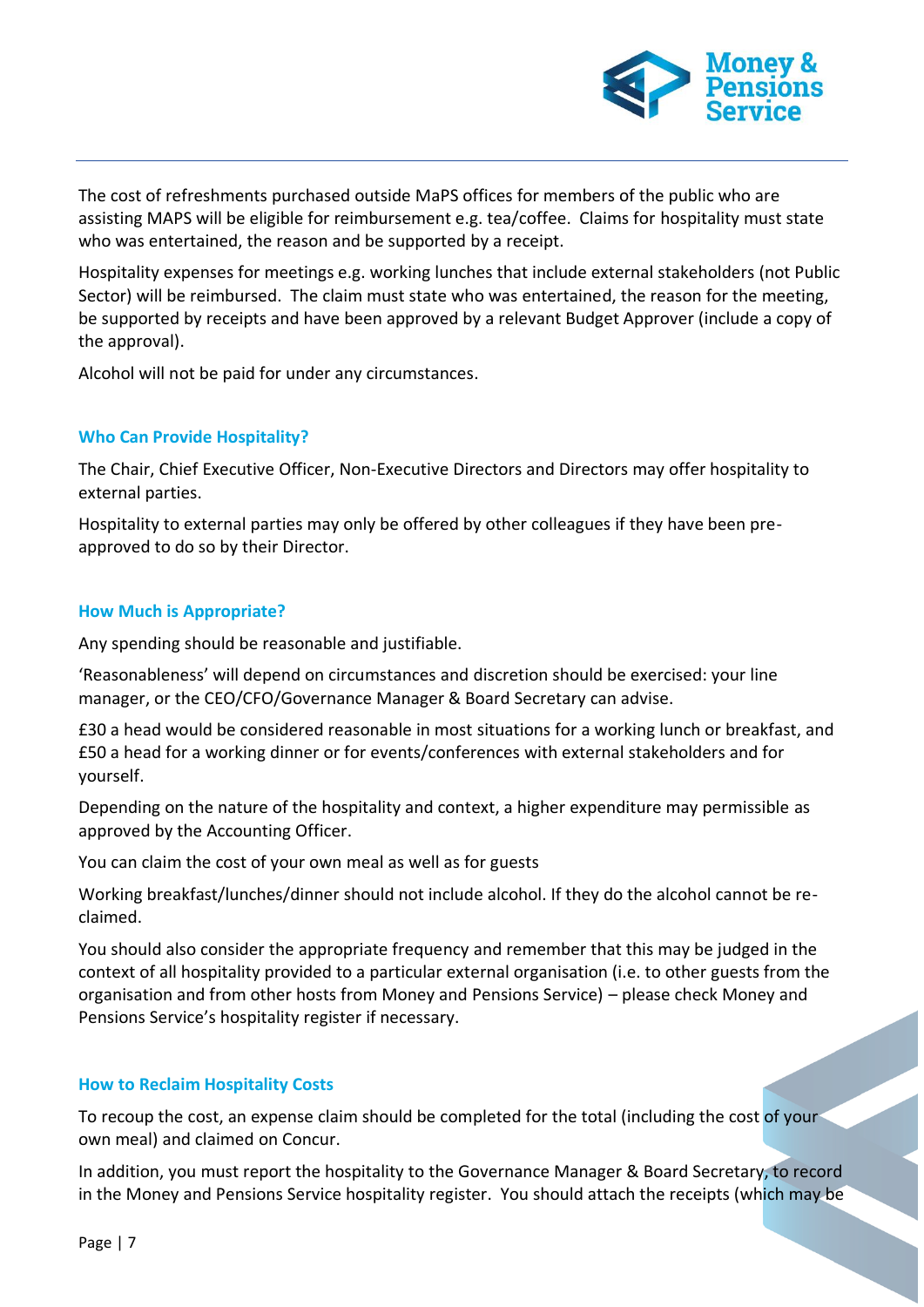The cost of refreshments purchased outside MaPS offices for members of the public who are assisting MAPS will be eligible for reimbursement e.g. tea/coffee. Claims for hospitality must state who was entertained, the reason and be supported by a receipt.

Hospitality expenses for meetings e.g. working lunches that include external stakeholders (not Public Sector) will be reimbursed. The claim must state who was entertained, the reason for the meeting, be supported by receipts and have been approved by a relevant Budget Approver (include a copy of the approval).

Alcohol will not be paid for under any circumstances.

### Who Can Provide Hospitality?

The Chair, Chief Executive Officer, Non-Executive Directors and Directors may offer hospitality to external parties.

Hospitality to external parties may only be offered by other colleagues if they have been pre-approved to do so by their Director.

### How Much is Appropriate?

Any spending should be reasonable and justifiable.

'Reasonableness' will depend on circumstances and discretion should be exercised: your line manager, or the CEO/CFO/Governance Manager & Board Secretary can advise.

£30 a head would be considered reasonable in most situations for a working lunch or breakfast, and £50 a head for a working dinner or for events/conferences with external stakeholders and for yourself.

Depending on the nature of the hospitality and context, a higher expenditure may permissible as approved by the Accounting Officer.

You can claim the cost of your own meal as well as for guests

Working breakfast/lunches/dinner should not include alcohol. If they do the alcohol cannot be re-claimed.

You should also consider the appropriate frequency and remember that this may be judged in the context of all hospitality provided to a particular external organisation (i.e. to other guests from the organisation and from other hosts from Money and Pensions Service) – please check Money and Pensions Service's hospitality register if necessary.

### How to Reclaim Hospitality Costs

To recoup the cost, an expense claim should be completed for the total (including the cost of your own meal) and claimed on Concur.

In addition, you must report the hospitality to the Governance Manager & Board Secretary, to record in the Money and Pensions Service hospitality register. You should attach the receipts (which may be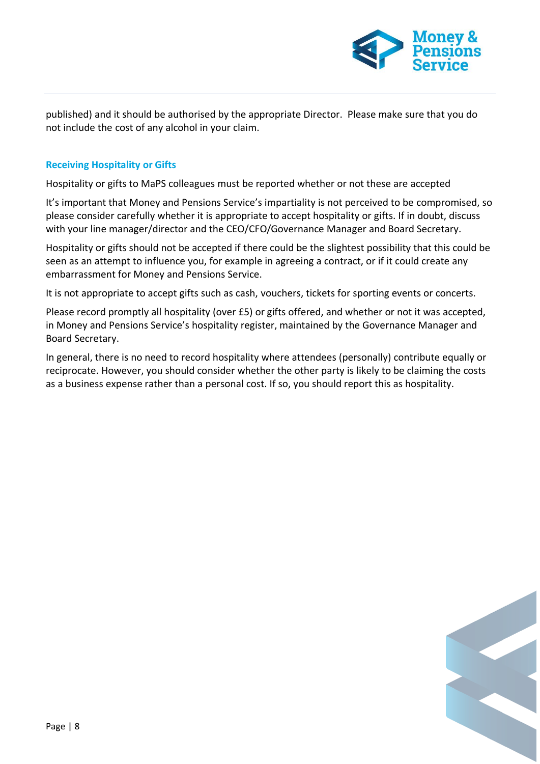published) and it should be authorised by the appropriate Director. Please make sure that you do not include the cost of any alcohol in your claim.

### Receiving Hospitality or Gifts

Hospitality or gifts to MaPS colleagues must be reported whether or not these are accepted

It's important that Money and Pensions Service's impartiality is not perceived to be compromised, so please consider carefully whether it is appropriate to accept hospitality or gifts. If in doubt, discuss with your line manager/director and the CEO/CFO/Governance Manager and Board Secretary.

Hospitality or gifts should not be accepted if there could be the slightest possibility that this could be seen as an attempt to influence you, for example in agreeing a contract, or if it could create any embarrassment for Money and Pensions Service.

It is not appropriate to accept gifts such as cash, vouchers, tickets for sporting events or concerts.

Please record promptly all hospitality (over £5) or gifts offered, and whether or not it was accepted, in Money and Pensions Service's hospitality register, maintained by the Governance Manager and Board Secretary.

In general, there is no need to record hospitality where attendees (personally) contribute equally or reciprocate. However, you should consider whether the other party is likely to be claiming the costs as a business expense rather than a personal cost. If so, you should report this as hospitality.